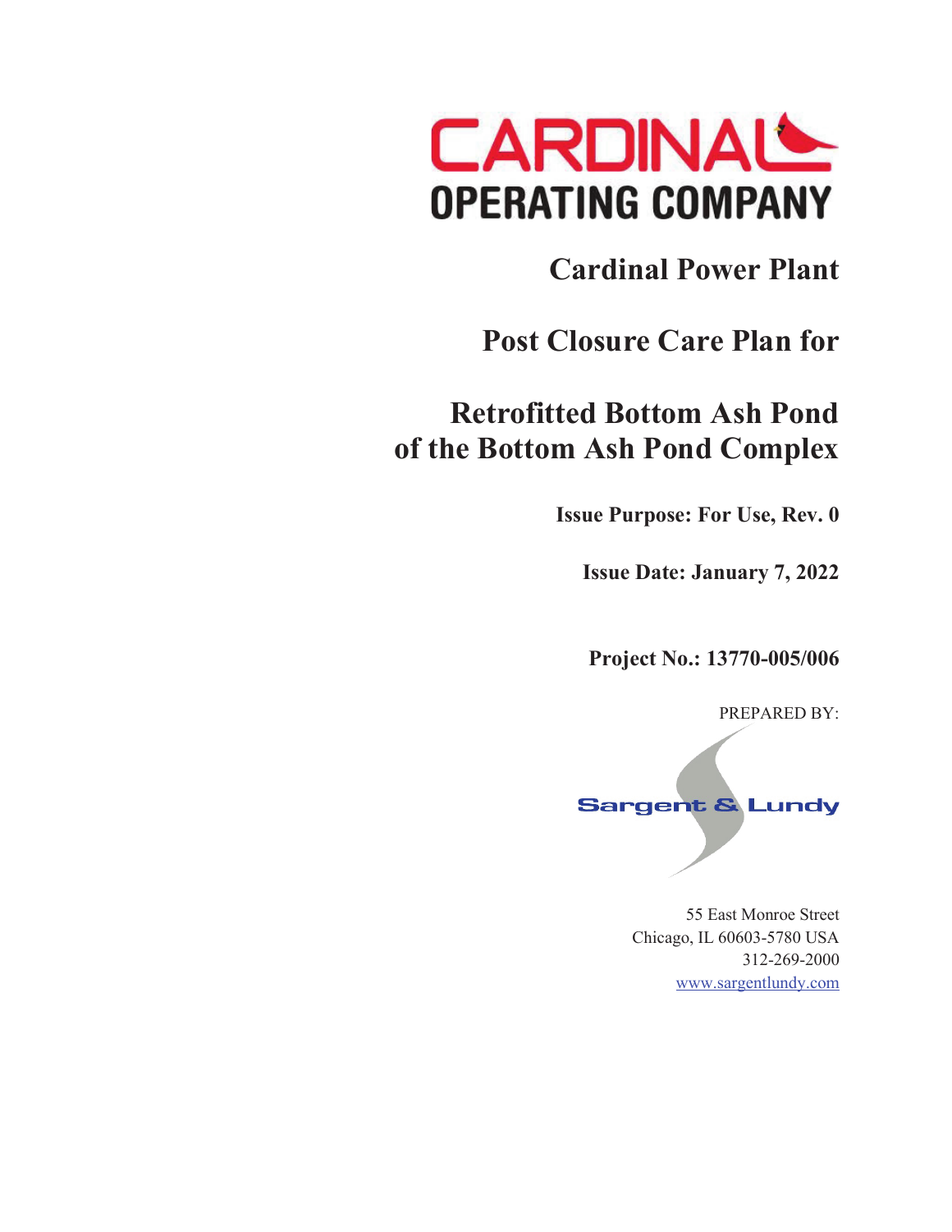CARDINAL

OPERATING COMPANY

# Cardinal Power Plant

# Post Closure Care Plan for

# Retrofitted Bottom Ash Pond of the Bottom Ash Pond Complex

**Issue Purpose: For Use, Rev. 0**

**Issue Date: January 7, 2022**

**Project No.: 13770-005/006**

PREPARED BY:

Sargent & Lundy

55 East Monroe Street
Chicago, IL 60603-5780 USA
312-269-2000
www.sargentlundy.com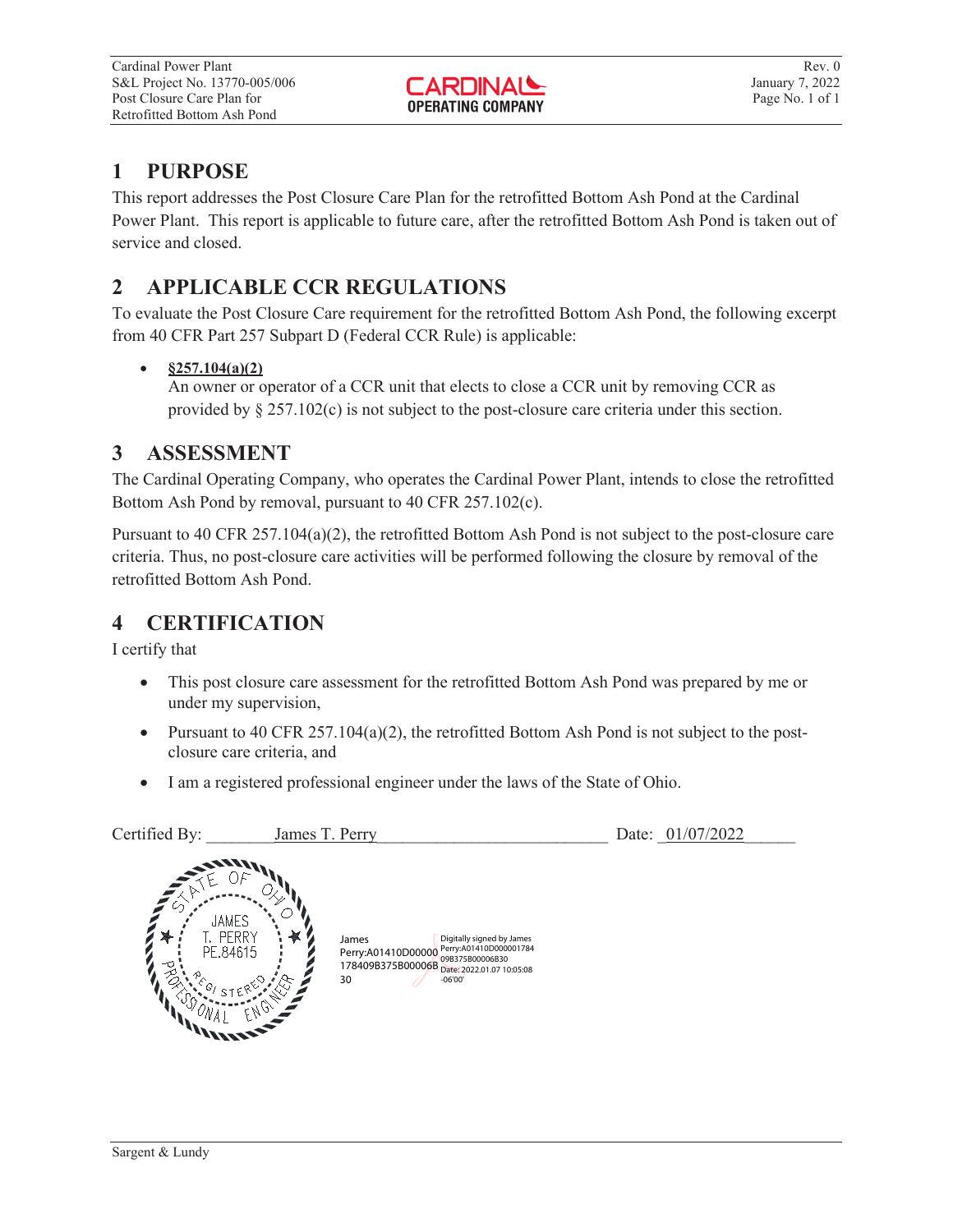# 1 PURPOSE

This report addresses the Post Closure Care Plan for the retrofitted Bottom Ash Pond at the Cardinal Power Plant. This report is applicable to future care, after the retrofitted Bottom Ash Pond is taken out of service and closed.

# 2 APPLICABLE CCR REGULATIONS

To evaluate the Post Closure Care requirement for the retrofitted Bottom Ash Pond, the following excerpt from 40 CFR Part 257 Subpart D (Federal CCR Rule) is applicable:

- **§257.104(a)(2)**
  An owner or operator of a CCR unit that elects to close a CCR unit by removing CCR as provided by § 257.102(c) is not subject to the post-closure care criteria under this section.

# 3 ASSESSMENT

The Cardinal Operating Company, who operates the Cardinal Power Plant, intends to close the retrofitted Bottom Ash Pond by removal, pursuant to 40 CFR 257.102(c).

Pursuant to 40 CFR 257.104(a)(2), the retrofitted Bottom Ash Pond is not subject to the post-closure care criteria. Thus, no post-closure care activities will be performed following the closure by removal of the retrofitted Bottom Ash Pond.

# 4 CERTIFICATION

I certify that

- This post closure care assessment for the retrofitted Bottom Ash Pond was prepared by me or under my supervision,
- Pursuant to 40 CFR 257.104(a)(2), the retrofitted Bottom Ash Pond is not subject to the post-closure care criteria, and
- I am a registered professional engineer under the laws of the State of Ohio.

Certified By: James T. Perry Date: 01/07/2022

STATE OF OHIO
JAMES T. PERRY
PE.84615
REGISTERED PROFESSIONAL ENGINEER

James Perry:A01410D00000178409B375B0000630

Digitally signed by James Perry:A01410D00000178409B375B0000630
Date: 2022.01.07 10:05:08 -06'00'